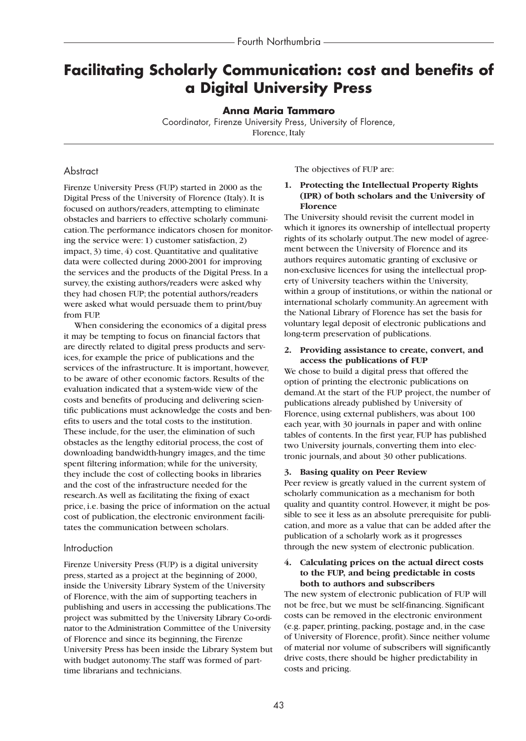# Facilitating Scholarly Communication: cost and benefits of a Digital University Press

**Anna Maria Tammaro**

Coordinator, Firenze University Press, University of Florence, Florence, Italy

## Abstract

Firenze University Press (FUP) started in 2000 as the Digital Press of the University of Florence (Italy). It is focused on authors/readers, attempting to eliminate obstacles and barriers to effective scholarly communication. The performance indicators chosen for monitoring the service were: 1) customer satisfaction, 2) impact, 3) time, 4) cost. Quantitative and qualitative data were collected during 2000-2001 for improving the services and the products of the Digital Press. In a survey, the existing authors/readers were asked why they had chosen FUP; the potential authors/readers were asked what would persuade them to print/buy from FUP.

When considering the economics of a digital press it may be tempting to focus on financial factors that are directly related to digital press products and services, for example the price of publications and the services of the infrastructure. It is important, however, to be aware of other economic factors. Results of the evaluation indicated that a system-wide view of the costs and benefits of producing and delivering scientific publications must acknowledge the costs and benefits to users and the total costs to the institution. These include, for the user, the elimination of such obstacles as the lengthy editorial process, the cost of downloading bandwidth-hungry images, and the time spent filtering information; while for the university, they include the cost of collecting books in libraries and the cost of the infrastructure needed for the research. As well as facilitating the fixing of exact price, i.e. basing the price of information on the actual cost of publication, the electronic environment facilitates the communication between scholars.

## Introduction

Firenze University Press (FUP) is a digital university press, started as a project at the beginning of 2000, inside the University Library System of the University of Florence, with the aim of supporting teachers in publishing and users in accessing the publications. The project was submitted by the University Library Co-ordinator to the Administration Committee of the University of Florence and since its beginning, the Firenze University Press has been inside the Library System but with budget autonomy. The staff was formed of part-time librarians and technicians.

The objectives of FUP are:

**1. Protecting the Intellectual Property Rights (IPR) of both scholars and the University of Florence**

The University should revisit the current model in which it ignores its ownership of intellectual property rights of its scholarly output. The new model of agreement between the University of Florence and its authors requires automatic granting of exclusive or non-exclusive licences for using the intellectual property of University teachers within the University, within a group of institutions, or within the national or international scholarly community. An agreement with the National Library of Florence has set the basis for voluntary legal deposit of electronic publications and long-term preservation of publications.

**2. Providing assistance to create, convert, and access the publications of FUP**

We chose to build a digital press that offered the option of printing the electronic publications on demand. At the start of the FUP project, the number of publications already published by University of Florence, using external publishers, was about 100 each year, with 30 journals in paper and with online tables of contents. In the first year, FUP has published two University journals, converting them into electronic journals, and about 30 other publications.

**3. Basing quality on Peer Review**

Peer review is greatly valued in the current system of scholarly communication as a mechanism for both quality and quantity control. However, it might be possible to see it less as an absolute prerequisite for publication, and more as a value that can be added after the publication of a scholarly work as it progresses through the new system of electronic publication.

**4. Calculating prices on the actual direct costs to the FUP, and being predictable in costs both to authors and subscribers**

The new system of electronic publication of FUP will not be free, but we must be self-financing. Significant costs can be removed in the electronic environment (e.g. paper, printing, packing, postage and, in the case of University of Florence, profit). Since neither volume of material nor volume of subscribers will significantly drive costs, there should be higher predictability in costs and pricing.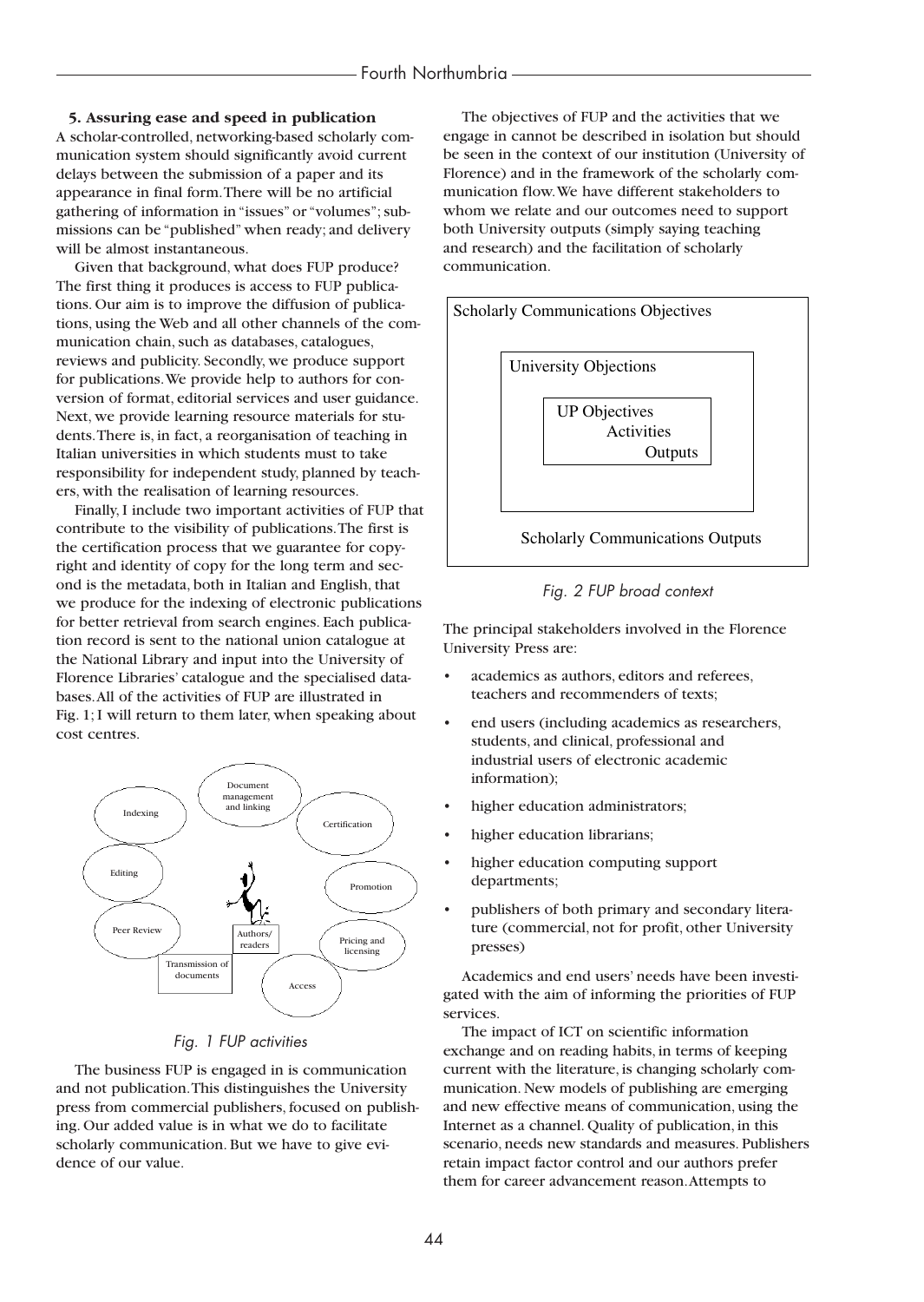### 5. Assuring ease and speed in publication

A scholar-controlled, networking-based scholarly communication system should significantly avoid current delays between the submission of a paper and its appearance in final form. There will be no artificial gathering of information in "issues" or "volumes"; submissions can be "published" when ready; and delivery will be almost instantaneous.

Given that background, what does FUP produce? The first thing it produces is access to FUP publications. Our aim is to improve the diffusion of publications, using the Web and all other channels of the communication chain, such as databases, catalogues, reviews and publicity. Secondly, we produce support for publications. We provide help to authors for conversion of format, editorial services and user guidance. Next, we provide learning resource materials for students. There is, in fact, a reorganisation of teaching in Italian universities in which students must to take responsibility for independent study, planned by teachers, with the realisation of learning resources.

Finally, I include two important activities of FUP that contribute to the visibility of publications. The first is the certification process that we guarantee for copyright and identity of copy for the long term and second is the metadata, both in Italian and English, that we produce for the indexing of electronic publications for better retrieval from search engines. Each publication record is sent to the national union catalogue at the National Library and input into the University of Florence Libraries' catalogue and the specialised databases. All of the activities of FUP are illustrated in Fig. 1; I will return to them later, when speaking about cost centres.

Document management and linking

Indexing

Certification

Editing

Promotion

Peer Review

Authors/ readers

Pricing and licensing

Transmission of documents

Access

*Fig. 1 FUP activities*

The business FUP is engaged in is communication and not publication. This distinguishes the University press from commercial publishers, focused on publishing. Our added value is in what we do to facilitate scholarly communication. But we have to give evidence of our value.

The objectives of FUP and the activities that we engage in cannot be described in isolation but should be seen in the context of our institution (University of Florence) and in the framework of the scholarly communication flow. We have different stakeholders to whom we relate and our outcomes need to support both University outputs (simply saying teaching and research) and the facilitation of scholarly communication.

Scholarly Communications Objectives

University Objections

UP Objectives
Activities
Outputs

Scholarly Communications Outputs

*Fig. 2 FUP broad context*

The principal stakeholders involved in the Florence University Press are:

- academics as authors, editors and referees, teachers and recommenders of texts;
- end users (including academics as researchers, students, and clinical, professional and industrial users of electronic academic information);
- higher education administrators;
- higher education librarians;
- higher education computing support departments;
- publishers of both primary and secondary literature (commercial, not for profit, other University presses)

Academics and end users' needs have been investigated with the aim of informing the priorities of FUP services.

The impact of ICT on scientific information exchange and on reading habits, in terms of keeping current with the literature, is changing scholarly communication. New models of publishing are emerging and new effective means of communication, using the Internet as a channel. Quality of publication, in this scenario, needs new standards and measures. Publishers retain impact factor control and our authors prefer them for career advancement reason. Attempts to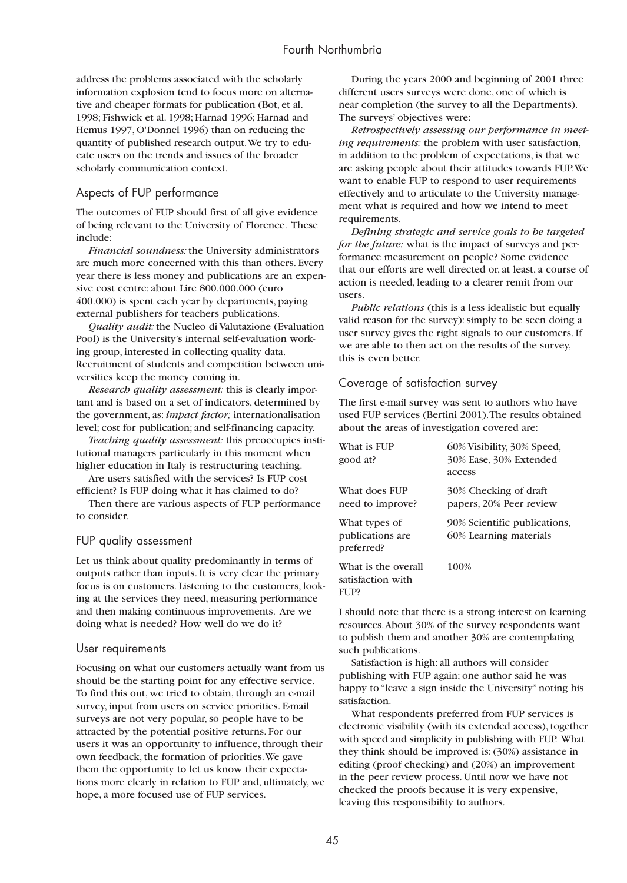address the problems associated with the scholarly information explosion tend to focus more on alternative and cheaper formats for publication (Bot, et al. 1998; Fishwick et al. 1998; Harnad 1996; Harnad and Hemus 1997, O'Donnel 1996) than on reducing the quantity of published research output. We try to educate users on the trends and issues of the broader scholarly communication context.

## Aspects of FUP performance

The outcomes of FUP should first of all give evidence of being relevant to the University of Florence. These include:

*Financial soundness:* the University administrators are much more concerned with this than others. Every year there is less money and publications are an expensive cost centre: about Lire 800.000.000 (euro 400.000) is spent each year by departments, paying external publishers for teachers publications.

*Quality audit:* the Nucleo di Valutazione (Evaluation Pool) is the University's internal self-evaluation working group, interested in collecting quality data. Recruitment of students and competition between universities keep the money coming in.

*Research quality assessment:* this is clearly important and is based on a set of indicators, determined by the government, as: *impact factor;* internationalisation level; cost for publication; and self-financing capacity.

*Teaching quality assessment:* this preoccupies institutional managers particularly in this moment when higher education in Italy is restructuring teaching.

Are users satisfied with the services? Is FUP cost efficient? Is FUP doing what it has claimed to do?

Then there are various aspects of FUP performance to consider.

## FUP quality assessment

Let us think about quality predominantly in terms of outputs rather than inputs. It is very clear the primary focus is on customers. Listening to the customers, looking at the services they need, measuring performance and then making continuous improvements. Are we doing what is needed? How well do we do it?

## User requirements

Focusing on what our customers actually want from us should be the starting point for any effective service. To find this out, we tried to obtain, through an e-mail survey, input from users on service priorities. E-mail surveys are not very popular, so people have to be attracted by the potential positive returns. For our users it was an opportunity to influence, through their own feedback, the formation of priorities. We gave them the opportunity to let us know their expectations more clearly in relation to FUP and, ultimately, we hope, a more focused use of FUP services.

During the years 2000 and beginning of 2001 three different users surveys were done, one of which is near completion (the survey to all the Departments). The surveys' objectives were:

*Retrospectively assessing our performance in meeting requirements:* the problem with user satisfaction, in addition to the problem of expectations, is that we are asking people about their attitudes towards FUP. We want to enable FUP to respond to user requirements effectively and to articulate to the University management what is required and how we intend to meet requirements.

*Defining strategic and service goals to be targeted for the future:* what is the impact of surveys and performance measurement on people? Some evidence that our efforts are well directed or, at least, a course of action is needed, leading to a clearer remit from our users.

*Public relations* (this is a less idealistic but equally valid reason for the survey): simply to be seen doing a user survey gives the right signals to our customers. If we are able to then act on the results of the survey, this is even better.

## Coverage of satisfaction survey

The first e-mail survey was sent to authors who have used FUP services (Bertini 2001). The results obtained about the areas of investigation covered are:

| | |
|---|---|
| What is FUP good at? | 60% Visibility, 30% Speed, 30% Ease, 30% Extended access |
| What does FUP need to improve? | 30% Checking of draft papers, 20% Peer review |
| What types of publications are preferred? | 90% Scientific publications, 60% Learning materials |
| What is the overall satisfaction with FUP? | 100% |

I should note that there is a strong interest on learning resources. About 30% of the survey respondents want to publish them and another 30% are contemplating such publications.

Satisfaction is high: all authors will consider publishing with FUP again; one author said he was happy to "leave a sign inside the University" noting his satisfaction.

What respondents preferred from FUP services is electronic visibility (with its extended access), together with speed and simplicity in publishing with FUP. What they think should be improved is: (30%) assistance in editing (proof checking) and (20%) an improvement in the peer review process. Until now we have not checked the proofs because it is very expensive, leaving this responsibility to authors.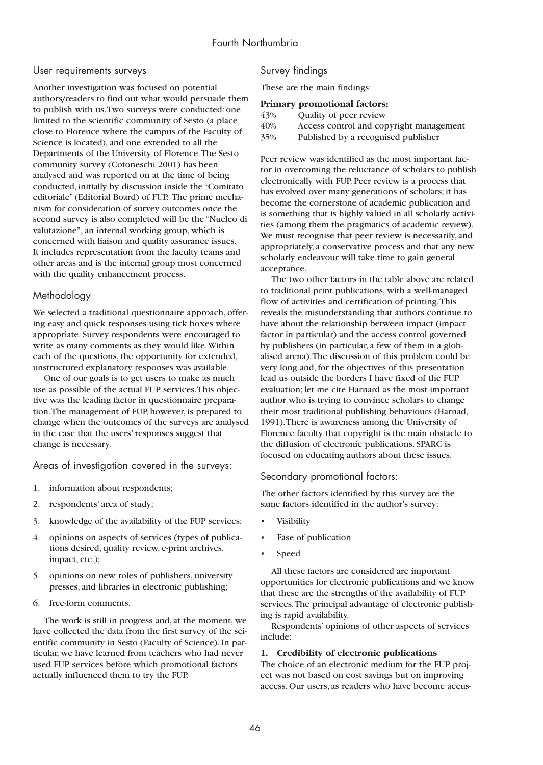## User requirements surveys

Another investigation was focused on potential authors/readers to find out what would persuade them to publish with us. Two surveys were conducted: one limited to the scientific community of Sesto (a place close to Florence where the campus of the Faculty of Science is located), and one extended to all the Departments of the University of Florence. The Sesto community survey (Cotoneschi 2001) has been analysed and was reported on at the time of being conducted, initially by discussion inside the "Comitato editoriale" (Editorial Board) of FUP. The prime mechanism for consideration of survey outcomes once the second survey is also completed will be the "Nucleo di valutazione", an internal working group, which is concerned with liaison and quality assurance issues. It includes representation from the faculty teams and other areas and is the internal group most concerned with the quality enhancement process.

## Methodology

We selected a traditional questionnaire approach, offering easy and quick responses using tick boxes where appropriate. Survey respondents were encouraged to write as many comments as they would like. Within each of the questions, the opportunity for extended, unstructured explanatory responses was available.

One of our goals is to get users to make as much use as possible of the actual FUP services. This objective was the leading factor in questionnaire preparation. The management of FUP, however, is prepared to change when the outcomes of the surveys are analysed in the case that the users' responses suggest that change is necessary.

## Areas of investigation covered in the surveys:

1. information about respondents;
2. respondents' area of study;
3. knowledge of the availability of the FUP services;
4. opinions on aspects of services (types of publications desired, quality review, e-print archives, impact, etc.);
5. opinions on new roles of publishers, university presses, and libraries in electronic publishing;
6. free-form comments.

The work is still in progress and, at the moment, we have collected the data from the first survey of the scientific community in Sesto (Faculty of Science). In particular, we have learned from teachers who had never used FUP services before which promotional factors actually influenced them to try the FUP.

## Survey findings

These are the main findings:

**Primary promotional factors:**

| | |
|---|---|
| 43% | Quality of peer review |
| 40% | Access control and copyright management |
| 35% | Published by a recognised publisher |

Peer review was identified as the most important factor in overcoming the reluctance of scholars to publish electronically with FUP. Peer review is a process that has evolved over many generations of scholars; it has become the cornerstone of academic publication and is something that is highly valued in all scholarly activities (among them the pragmatics of academic review). We must recognise that peer review is necessarily, and appropriately, a conservative process and that any new scholarly endeavour will take time to gain general acceptance.

The two other factors in the table above are related to traditional print publications, with a well-managed flow of activities and certification of printing. This reveals the misunderstanding that authors continue to have about the relationship between impact (impact factor in particular) and the access control governed by publishers (in particular, a few of them in a globalised arena). The discussion of this problem could be very long and, for the objectives of this presentation lead us outside the borders I have fixed of the FUP evaluation; let me cite Harnard as the most important author who is trying to convince scholars to change their most traditional publishing behaviours (Harnad, 1991). There is awareness among the University of Florence faculty that copyright is the main obstacle to the diffusion of electronic publications. SPARC is focused on educating authors about these issues.

## Secondary promotional factors:

The other factors identified by this survey are the same factors identified in the author's survey:

- Visibility
- Ease of publication
- Speed

All these factors are considered are important opportunities for electronic publications and we know that these are the strengths of the availability of FUP services. The principal advantage of electronic publishing is rapid availability.

Respondents' opinions of other aspects of services include:

**1. Credibility of electronic publications**

The choice of an electronic medium for the FUP project was not based on cost savings but on improving access. Our users, as readers who have become accus-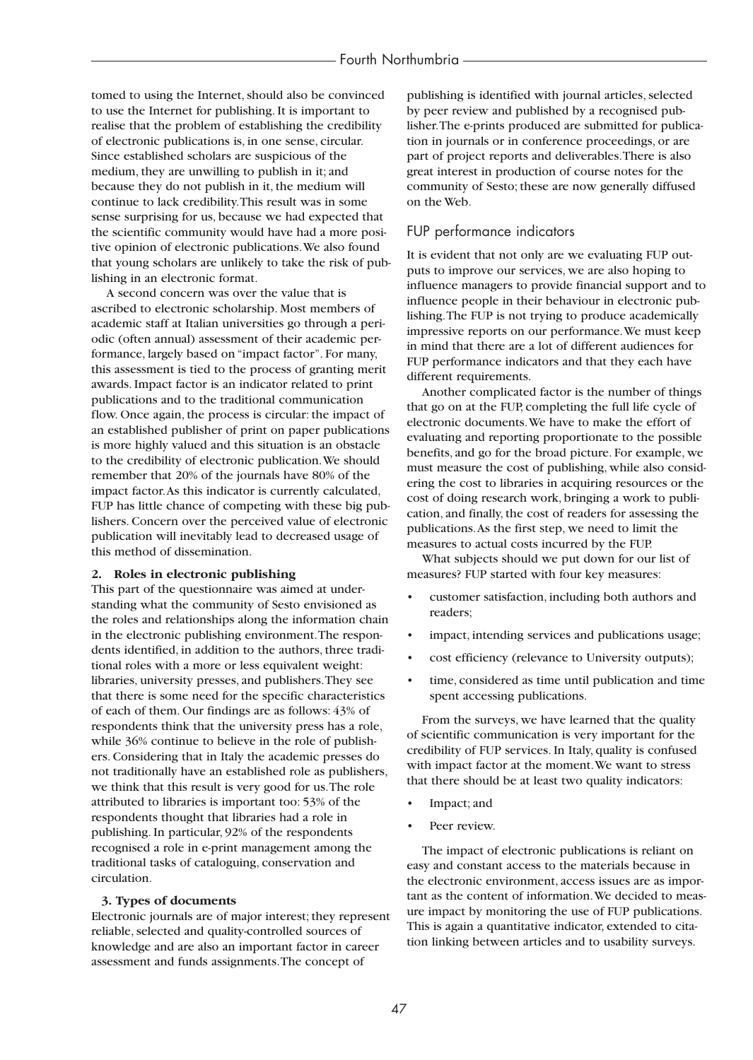tomed to using the Internet, should also be convinced to use the Internet for publishing. It is important to realise that the problem of establishing the credibility of electronic publications is, in one sense, circular. Since established scholars are suspicious of the medium, they are unwilling to publish in it; and because they do not publish in it, the medium will continue to lack credibility. This result was in some sense surprising for us, because we had expected that the scientific community would have had a more positive opinion of electronic publications. We also found that young scholars are unlikely to take the risk of publishing in an electronic format.

A second concern was over the value that is ascribed to electronic scholarship. Most members of academic staff at Italian universities go through a periodic (often annual) assessment of their academic performance, largely based on "impact factor". For many, this assessment is tied to the process of granting merit awards. Impact factor is an indicator related to print publications and to the traditional communication flow. Once again, the process is circular: the impact of an established publisher of print on paper publications is more highly valued and this situation is an obstacle to the credibility of electronic publication. We should remember that 20% of the journals have 80% of the impact factor. As this indicator is currently calculated, FUP has little chance of competing with these big publishers. Concern over the perceived value of electronic publication will inevitably lead to decreased usage of this method of dissemination.

**2. Roles in electronic publishing**

This part of the questionnaire was aimed at understanding what the community of Sesto envisioned as the roles and relationships along the information chain in the electronic publishing environment. The respondents identified, in addition to the authors, three traditional roles with a more or less equivalent weight: libraries, university presses, and publishers. They see that there is some need for the specific characteristics of each of them. Our findings are as follows: 43% of respondents think that the university press has a role, while 36% continue to believe in the role of publishers. Considering that in Italy the academic presses do not traditionally have an established role as publishers, we think that this result is very good for us. The role attributed to libraries is important too: 53% of the respondents thought that libraries had a role in publishing. In particular, 92% of the respondents recognised a role in e-print management among the traditional tasks of cataloguing, conservation and circulation.

**3. Types of documents**

Electronic journals are of major interest; they represent reliable, selected and quality-controlled sources of knowledge and are also an important factor in career assessment and funds assignments. The concept of publishing is identified with journal articles, selected by peer review and published by a recognised publisher. The e-prints produced are submitted for publication in journals or in conference proceedings, or are part of project reports and deliverables. There is also great interest in production of course notes for the community of Sesto; these are now generally diffused on the Web.

## FUP performance indicators

It is evident that not only are we evaluating FUP outputs to improve our services, we are also hoping to influence managers to provide financial support and to influence people in their behaviour in electronic publishing. The FUP is not trying to produce academically impressive reports on our performance. We must keep in mind that there are a lot of different audiences for FUP performance indicators and that they each have different requirements.

Another complicated factor is the number of things that go on at the FUP, completing the full life cycle of electronic documents. We have to make the effort of evaluating and reporting proportionate to the possible benefits, and go for the broad picture. For example, we must measure the cost of publishing, while also considering the cost to libraries in acquiring resources or the cost of doing research work, bringing a work to publication, and finally, the cost of readers for assessing the publications. As the first step, we need to limit the measures to actual costs incurred by the FUP.

What subjects should we put down for our list of measures? FUP started with four key measures:

- customer satisfaction, including both authors and readers;
- impact, intending services and publications usage;
- cost efficiency (relevance to University outputs);
- time, considered as time until publication and time spent accessing publications.

From the surveys, we have learned that the quality of scientific communication is very important for the credibility of FUP services. In Italy, quality is confused with impact factor at the moment. We want to stress that there should be at least two quality indicators:

- Impact; and
- Peer review.

The impact of electronic publications is reliant on easy and constant access to the materials because in the electronic environment, access issues are as important as the content of information. We decided to measure impact by monitoring the use of FUP publications. This is again a quantitative indicator, extended to citation linking between articles and to usability surveys.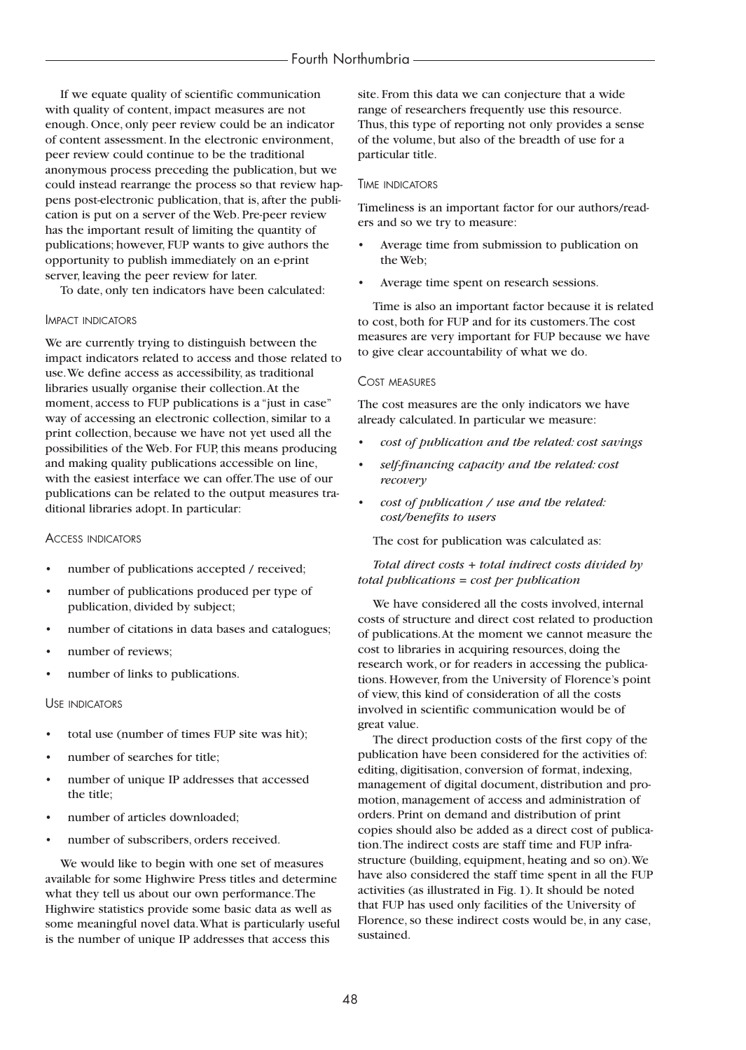If we equate quality of scientific communication with quality of content, impact measures are not enough. Once, only peer review could be an indicator of content assessment. In the electronic environment, peer review could continue to be the traditional anonymous process preceding the publication, but we could instead rearrange the process so that review happens post-electronic publication, that is, after the publication is put on a server of the Web. Pre-peer review has the important result of limiting the quantity of publications; however, FUP wants to give authors the opportunity to publish immediately on an e-print server, leaving the peer review for later.

To date, only ten indicators have been calculated:

### Impact indicators

We are currently trying to distinguish between the impact indicators related to access and those related to use. We define access as accessibility, as traditional libraries usually organise their collection. At the moment, access to FUP publications is a "just in case" way of accessing an electronic collection, similar to a print collection, because we have not yet used all the possibilities of the Web. For FUP, this means producing and making quality publications accessible on line, with the easiest interface we can offer. The use of our publications can be related to the output measures traditional libraries adopt. In particular:

### Access indicators

- number of publications accepted / received;
- number of publications produced per type of publication, divided by subject;
- number of citations in data bases and catalogues;
- number of reviews;
- number of links to publications.

### Use indicators

- total use (number of times FUP site was hit);
- number of searches for title;
- number of unique IP addresses that accessed the title;
- number of articles downloaded;
- number of subscribers, orders received.

We would like to begin with one set of measures available for some Highwire Press titles and determine what they tell us about our own performance. The Highwire statistics provide some basic data as well as some meaningful novel data. What is particularly useful is the number of unique IP addresses that access this site. From this data we can conjecture that a wide range of researchers frequently use this resource. Thus, this type of reporting not only provides a sense of the volume, but also of the breadth of use for a particular title.

### Time indicators

Timeliness is an important factor for our authors/readers and so we try to measure:

- Average time from submission to publication on the Web;
- Average time spent on research sessions.

Time is also an important factor because it is related to cost, both for FUP and for its customers. The cost measures are very important for FUP because we have to give clear accountability of what we do.

### Cost measures

The cost measures are the only indicators we have already calculated. In particular we measure:

- *cost of publication and the related: cost savings*
- *self-financing capacity and the related: cost recovery*
- *cost of publication / use and the related: cost/benefits to users*

The cost for publication was calculated as:

*Total direct costs + total indirect costs divided by total publications = cost per publication*

We have considered all the costs involved, internal costs of structure and direct cost related to production of publications. At the moment we cannot measure the cost to libraries in acquiring resources, doing the research work, or for readers in accessing the publications. However, from the University of Florence's point of view, this kind of consideration of all the costs involved in scientific communication would be of great value.

The direct production costs of the first copy of the publication have been considered for the activities of: editing, digitisation, conversion of format, indexing, management of digital document, distribution and promotion, management of access and administration of orders. Print on demand and distribution of print copies should also be added as a direct cost of publication. The indirect costs are staff time and FUP infrastructure (building, equipment, heating and so on). We have also considered the staff time spent in all the FUP activities (as illustrated in Fig. 1). It should be noted that FUP has used only facilities of the University of Florence, so these indirect costs would be, in any case, sustained.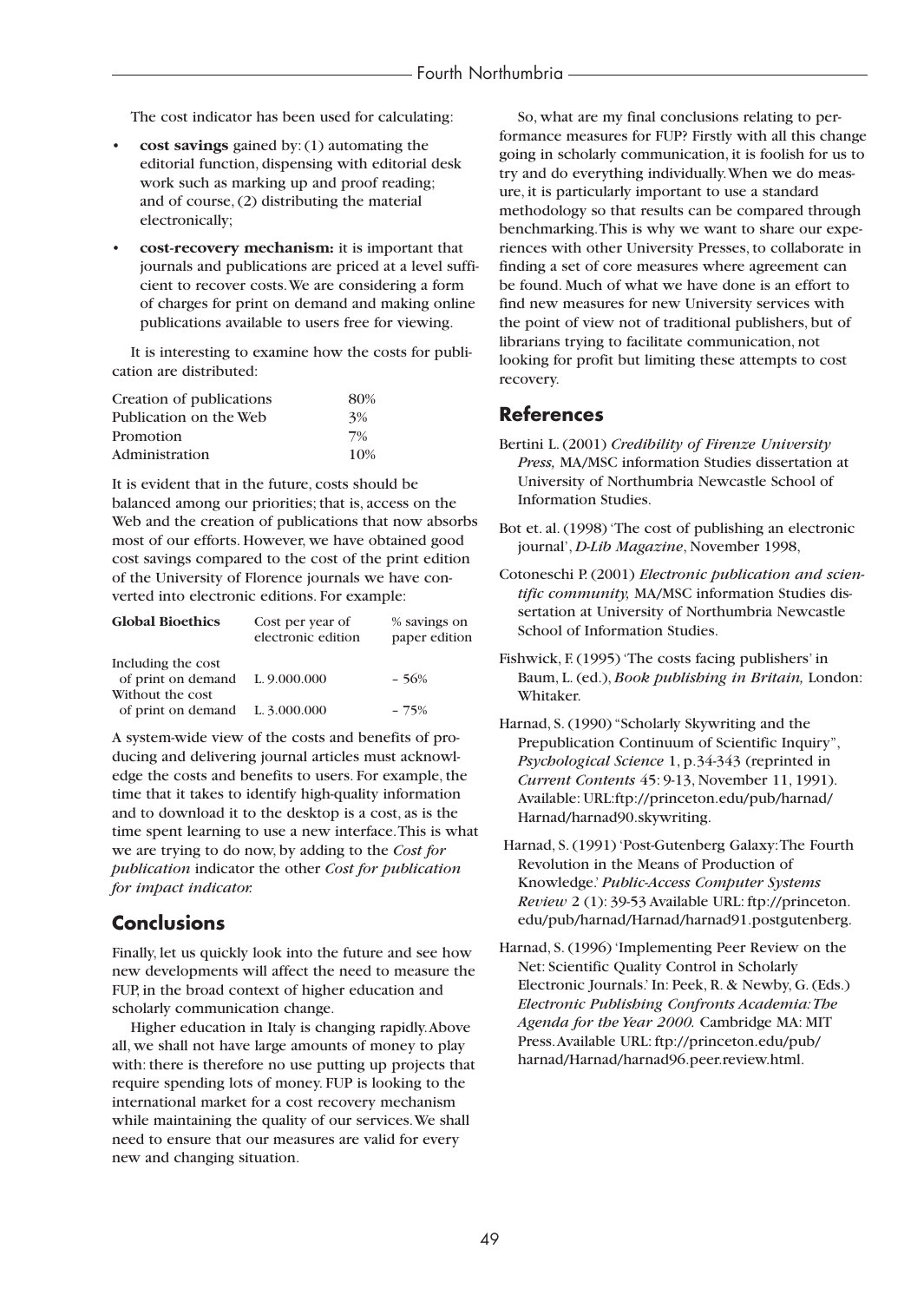The cost indicator has been used for calculating:

- **cost savings** gained by: (1) automating the editorial function, dispensing with editorial desk work such as marking up and proof reading; and of course, (2) distributing the material electronically;
- **cost-recovery mechanism:** it is important that journals and publications are priced at a level sufficient to recover costs. We are considering a form of charges for print on demand and making online publications available to users free for viewing.

It is interesting to examine how the costs for publication are distributed:

| | |
|---|---|
| Creation of publications | 80% |
| Publication on the Web | 3% |
| Promotion | 7% |
| Administration | 10% |

It is evident that in the future, costs should be balanced among our priorities; that is, access on the Web and the creation of publications that now absorbs most of our efforts. However, we have obtained good cost savings compared to the cost of the print edition of the University of Florence journals we have converted into electronic editions. For example:

| **Global Bioethics** | Cost per year of electronic edition | % savings on paper edition |
|---|---|---|
| Including the cost of print on demand | L. 9.000.000 | – 56% |
| Without the cost of print on demand | L. 3.000.000 | – 75% |

A system-wide view of the costs and benefits of producing and delivering journal articles must acknowledge the costs and benefits to users. For example, the time that it takes to identify high-quality information and to download it to the desktop is a cost, as is the time spent learning to use a new interface. This is what we are trying to do now, by adding to the *Cost for publication* indicator the other *Cost for publication for impact indicator.*

## Conclusions

Finally, let us quickly look into the future and see how new developments will affect the need to measure the FUP, in the broad context of higher education and scholarly communication change.

Higher education in Italy is changing rapidly. Above all, we shall not have large amounts of money to play with: there is therefore no use putting up projects that require spending lots of money. FUP is looking to the international market for a cost recovery mechanism while maintaining the quality of our services. We shall need to ensure that our measures are valid for every new and changing situation.

So, what are my final conclusions relating to performance measures for FUP? Firstly with all this change going in scholarly communication, it is foolish for us to try and do everything individually. When we do measure, it is particularly important to use a standard methodology so that results can be compared through benchmarking. This is why we want to share our experiences with other University Presses, to collaborate in finding a set of core measures where agreement can be found. Much of what we have done is an effort to find new measures for new University services with the point of view not of traditional publishers, but of librarians trying to facilitate communication, not looking for profit but limiting these attempts to cost recovery.

## References

Bertini L. (2001) *Credibility of Firenze University Press,* MA/MSC information Studies dissertation at University of Northumbria Newcastle School of Information Studies.

Bot et. al. (1998) 'The cost of publishing an electronic journal', *D-Lib Magazine*, November 1998,

Cotoneschi P. (2001) *Electronic publication and scientific community,* MA/MSC information Studies dissertation at University of Northumbria Newcastle School of Information Studies.

Fishwick, F. (1995) 'The costs facing publishers' in Baum, L. (ed.), *Book publishing in Britain,* London: Whitaker.

Harnad, S. (1990) "Scholarly Skywriting and the Prepublication Continuum of Scientific Inquiry", *Psychological Science* 1, p.34-343 (reprinted in *Current Contents* 45: 9-13, November 11, 1991). Available: URL:ftp://princeton.edu/pub/harnad/Harnad/harnad90.skywriting.

Harnad, S. (1991) 'Post-Gutenberg Galaxy: The Fourth Revolution in the Means of Production of Knowledge.' *Public-Access Computer Systems Review* 2 (1): 39-53 Available URL: ftp://princeton.edu/pub/harnad/Harnad/harnad91.postgutenberg.

Harnad, S. (1996) 'Implementing Peer Review on the Net: Scientific Quality Control in Scholarly Electronic Journals.' In: Peek, R. & Newby, G. (Eds.) *Electronic Publishing Confronts Academia: The Agenda for the Year 2000.* Cambridge MA: MIT Press. Available URL: ftp://princeton.edu/pub/harnad/Harnad/harnad96.peer.review.html.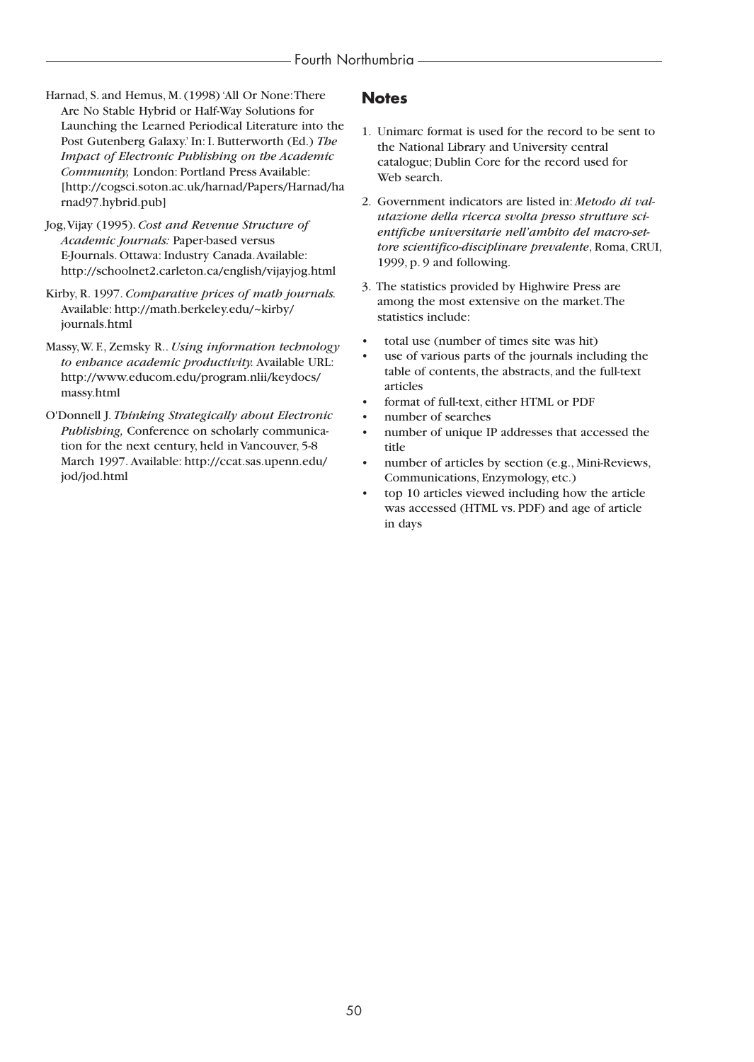Harnad, S. and Hemus, M. (1998) 'All Or None: There Are No Stable Hybrid or Half-Way Solutions for Launching the Learned Periodical Literature into the Post Gutenberg Galaxy.' In: I. Butterworth (Ed.) *The Impact of Electronic Publishing on the Academic Community,* London: Portland Press Available: [http://cogsci.soton.ac.uk/harnad/Papers/Harnad/harnad97.hybrid.pub]

Jog, Vijay (1995). *Cost and Revenue Structure of Academic Journals:* Paper-based versus E-Journals. Ottawa: Industry Canada. Available: http://schoolnet2.carleton.ca/english/vijayjog.html

Kirby, R. 1997. *Comparative prices of math journals.* Available: http://math.berkeley.edu/~kirby/journals.html

Massy, W. F., Zemsky R.. *Using information technology to enhance academic productivity.* Available URL: http://www.educom.edu/program.nlii/keydocs/massy.html

O'Donnell J. *Thinking Strategically about Electronic Publishing,* Conference on scholarly communication for the next century, held in Vancouver, 5-8 March 1997. Available: http://ccat.sas.upenn.edu/jod/jod.html

## Notes

1. Unimarc format is used for the record to be sent to the National Library and University central catalogue; Dublin Core for the record used for Web search.

2. Government indicators are listed in: *Metodo di valutazione della ricerca svolta presso strutture scientifiche universitarie nell'ambito del macro-settore scientifico-disciplinare prevalente*, Roma, CRUI, 1999, p. 9 and following.

3. The statistics provided by Highwire Press are among the most extensive on the market. The statistics include:

- total use (number of times site was hit)
- use of various parts of the journals including the table of contents, the abstracts, and the full-text articles
- format of full-text, either HTML or PDF
- number of searches
- number of unique IP addresses that accessed the title
- number of articles by section (e.g., Mini-Reviews, Communications, Enzymology, etc.)
- top 10 articles viewed including how the article was accessed (HTML vs. PDF) and age of article in days